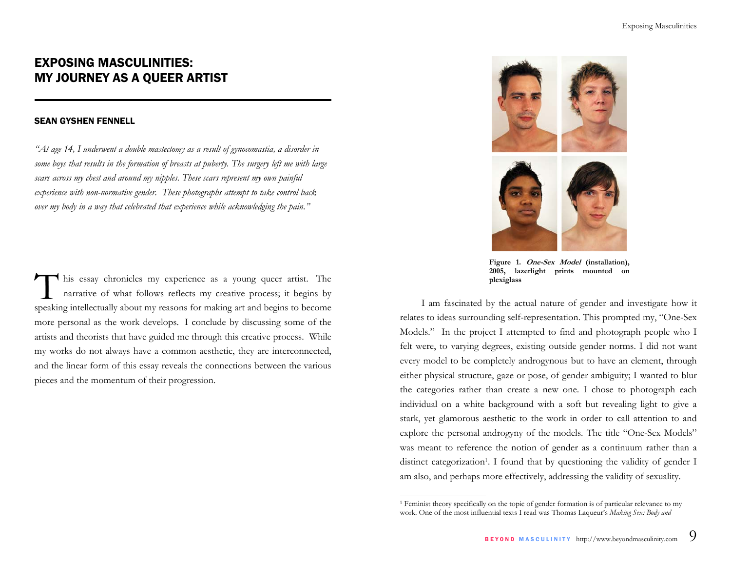# EXPOSING MASCULINITIES: MY JOURNEY AS A QUEER ARTIST

### SEAN GYSHEN FENNELL

*"At age 14, I underwent a double mastectomy as a result of gynocomastia, a disorder in some boys that results in the formation of breasts at puberty. The surgery left me with large scars across my chest and around my nipples. These scars represent my own painful experience with non-normative gender. These photographs attempt to take control back over my body in a way that celebrated that experience while acknowledging the pain."*

This essay chronicles my experience as a young queer artist. The narrative of what follows reflects my creative process; it begins by speaking intellectually about my reasons for making art and begins to become more personal as the work develops. I conclude by discussing some of the artists and theorists that have guided me through this creative process. While my works do not always have a common aesthetic, they are interconnected, and the linear form of this essay reveals the connections between the various pieces and the momentum of their progression.

**Figure 1. *One-Sex Model* (installation), 2005, lazerlight prints mounted on plexiglass**

I am fascinated by the actual nature of gender and investigate how it relates to ideas surrounding self-representation. This prompted my, "One-Sex Models." In the project I attempted to find and photograph people who I felt were, to varying degrees, existing outside gender norms. I did not want every model to be completely androgynous but to have an element, through either physical structure, gaze or pose, of gender ambiguity; I wanted to blur the categories rather than create a new one. I chose to photograph each individual on a white background with a soft but revealing light to give a stark, yet glamorous aesthetic to the work in order to call attention to and explore the personal androgyny of the models. The title "One-Sex Models" was meant to reference the notion of gender as a continuum rather than a distinct categorization[1]. I found that by questioning the validity of gender I am also, and perhaps more effectively, addressing the validity of sexuality.

[1] Feminist theory specifically on the topic of gender formation is of particular relevance to my work. One of the most influential texts I read was Thomas Laqueur's *Making Sex: Body and*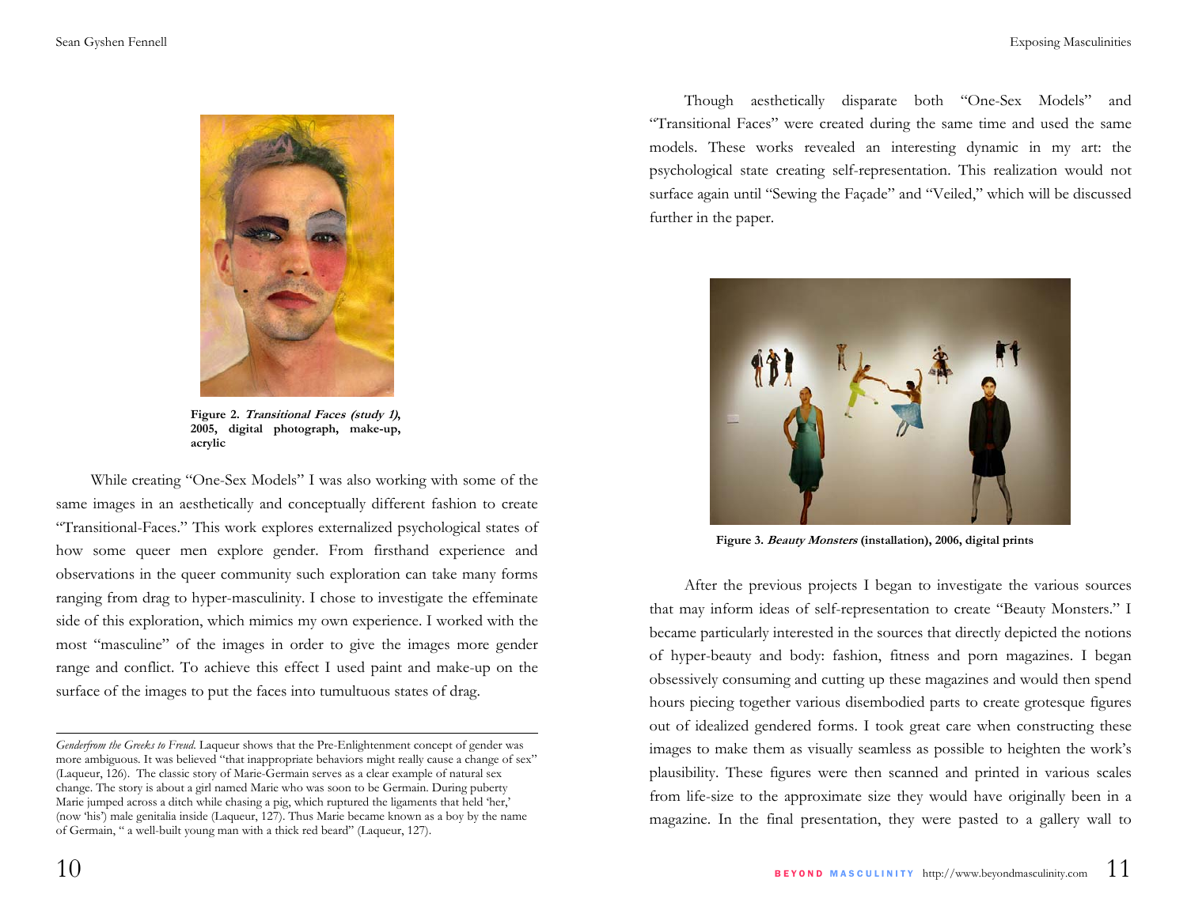Figure 2. ***Transitional Faces (study 1)*, 2005, digital photograph, make-up, acrylic**

While creating "One-Sex Models" I was also working with some of the same images in an aesthetically and conceptually different fashion to create "Transitional-Faces." This work explores externalized psychological states of how some queer men explore gender. From firsthand experience and observations in the queer community such exploration can take many forms ranging from drag to hyper-masculinity. I chose to investigate the effeminate side of this exploration, which mimics my own experience. I worked with the most "masculine" of the images in order to give the images more gender range and conflict. To achieve this effect I used paint and make-up on the surface of the images to put the faces into tumultuous states of drag.

---

*Genderfrom the Greeks to Freud*. Laqueur shows that the Pre-Enlightenment concept of gender was more ambiguous. It was believed "that inappropriate behaviors might really cause a change of sex" (Laqueur, 126). The classic story of Marie-Germain serves as a clear example of natural sex change. The story is about a girl named Marie who was soon to be Germain. During puberty Marie jumped across a ditch while chasing a pig, which ruptured the ligaments that held 'her,' (now 'his') male genitalia inside (Laqueur, 127). Thus Marie became known as a boy by the name of Germain, " a well-built young man with a thick red beard" (Laqueur, 127).

Though aesthetically disparate both "One-Sex Models" and "Transitional Faces" were created during the same time and used the same models. These works revealed an interesting dynamic in my art: the psychological state creating self-representation. This realization would not surface again until "Sewing the Façade" and "Veiled," which will be discussed further in the paper.

**Figure 3. *Beauty Monsters* (installation), 2006, digital prints**

After the previous projects I began to investigate the various sources that may inform ideas of self-representation to create "Beauty Monsters." I became particularly interested in the sources that directly depicted the notions of hyper-beauty and body: fashion, fitness and porn magazines. I began obsessively consuming and cutting up these magazines and would then spend hours piecing together various disembodied parts to create grotesque figures out of idealized gendered forms. I took great care when constructing these images to make them as visually seamless as possible to heighten the work's plausibility. These figures were then scanned and printed in various scales from life-size to the approximate size they would have originally been in a magazine. In the final presentation, they were pasted to a gallery wall to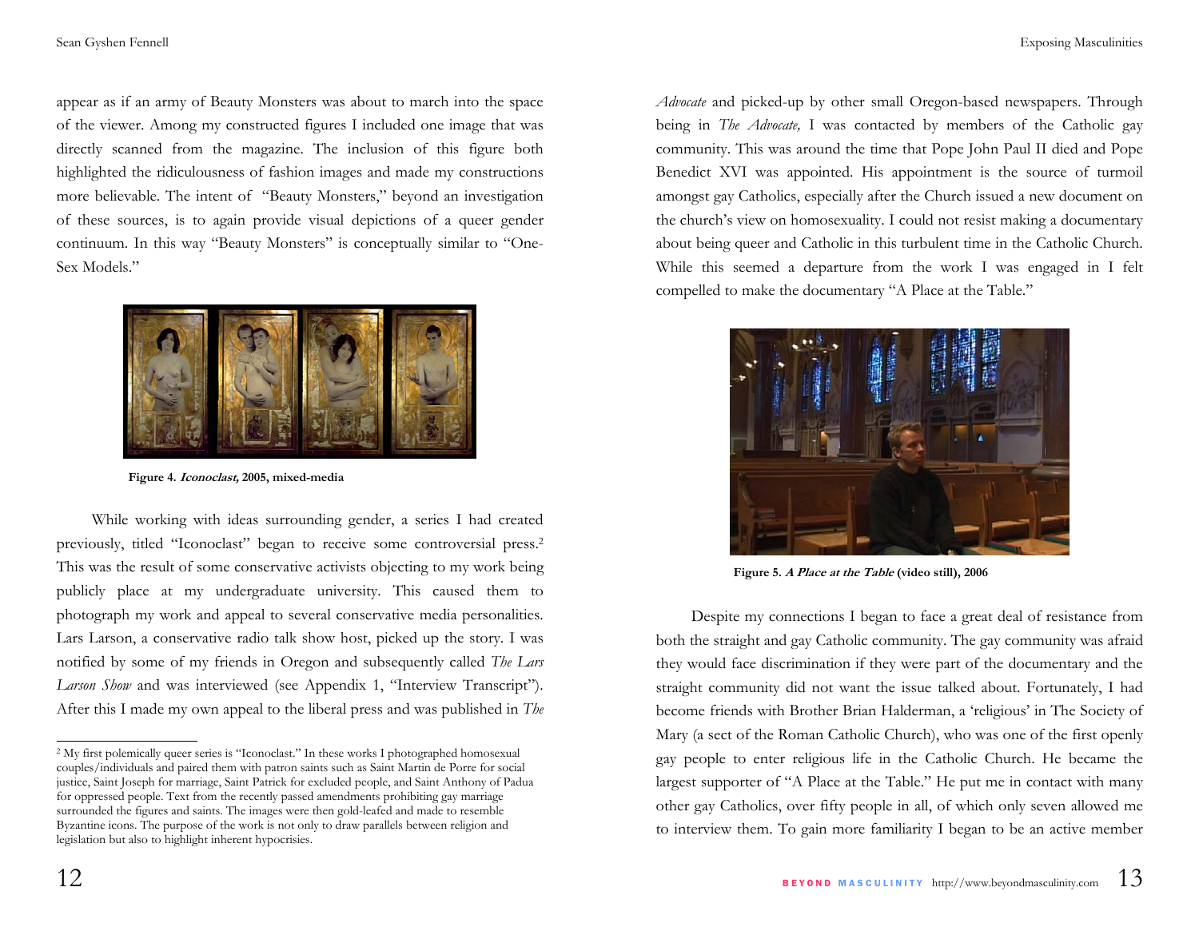appear as if an army of Beauty Monsters was about to march into the space of the viewer. Among my constructed figures I included one image that was directly scanned from the magazine. The inclusion of this figure both highlighted the ridiculousness of fashion images and made my constructions more believable. The intent of "Beauty Monsters," beyond an investigation of these sources, is to again provide visual depictions of a queer gender continuum. In this way "Beauty Monsters" is conceptually similar to "One-Sex Models."

**Figure 4. *Iconoclast,* 2005, mixed-media**

While working with ideas surrounding gender, a series I had created previously, titled "Iconoclast" began to receive some controversial press.[2] This was the result of some conservative activists objecting to my work being publicly place at my undergraduate university. This caused them to photograph my work and appeal to several conservative media personalities. Lars Larson, a conservative radio talk show host, picked up the story. I was notified by some of my friends in Oregon and subsequently called *The Lars Larson Show* and was interviewed (see Appendix 1, "Interview Transcript"). After this I made my own appeal to the liberal press and was published in *The Advocate* and picked-up by other small Oregon-based newspapers. Through being in *The Advocate,* I was contacted by members of the Catholic gay community. This was around the time that Pope John Paul II died and Pope Benedict XVI was appointed. His appointment is the source of turmoil amongst gay Catholics, especially after the Church issued a new document on the church's view on homosexuality. I could not resist making a documentary about being queer and Catholic in this turbulent time in the Catholic Church. While this seemed a departure from the work I was engaged in I felt compelled to make the documentary "A Place at the Table."

**Figure 5. *A Place at the Table* (video still), 2006**

Despite my connections I began to face a great deal of resistance from both the straight and gay Catholic community. The gay community was afraid they would face discrimination if they were part of the documentary and the straight community did not want the issue talked about. Fortunately, I had become friends with Brother Brian Halderman, a 'religious' in The Society of Mary (a sect of the Roman Catholic Church), who was one of the first openly gay people to enter religious life in the Catholic Church. He became the largest supporter of "A Place at the Table." He put me in contact with many other gay Catholics, over fifty people in all, of which only seven allowed me to interview them. To gain more familiarity I began to be an active member

[2] My first polemically queer series is "Iconoclast." In these works I photographed homosexual couples/individuals and paired them with patron saints such as Saint Martin de Porre for social justice, Saint Joseph for marriage, Saint Patrick for excluded people, and Saint Anthony of Padua for oppressed people. Text from the recently passed amendments prohibiting gay marriage surrounded the figures and saints. The images were then gold-leafed and made to resemble Byzantine icons. The purpose of the work is not only to draw parallels between religion and legislation but also to highlight inherent hypocrisies.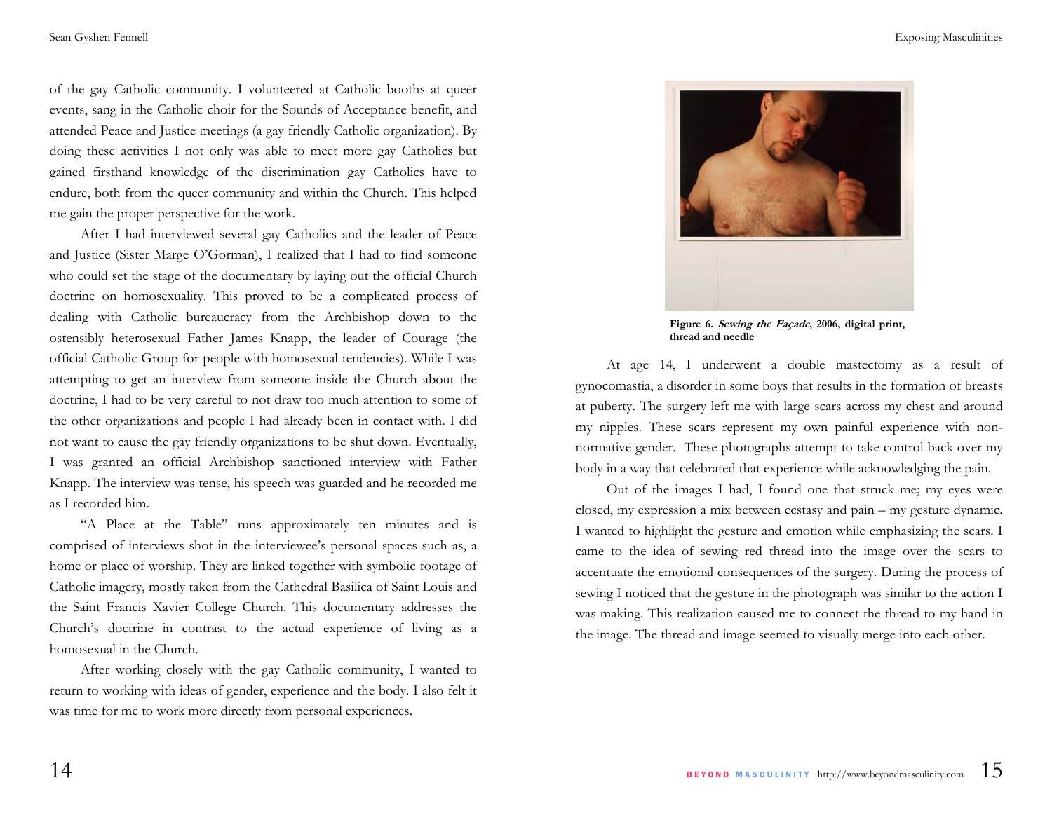of the gay Catholic community. I volunteered at Catholic booths at queer events, sang in the Catholic choir for the Sounds of Acceptance benefit, and attended Peace and Justice meetings (a gay friendly Catholic organization). By doing these activities I not only was able to meet more gay Catholics but gained firsthand knowledge of the discrimination gay Catholics have to endure, both from the queer community and within the Church. This helped me gain the proper perspective for the work.

After I had interviewed several gay Catholics and the leader of Peace and Justice (Sister Marge O'Gorman), I realized that I had to find someone who could set the stage of the documentary by laying out the official Church doctrine on homosexuality. This proved to be a complicated process of dealing with Catholic bureaucracy from the Archbishop down to the ostensibly heterosexual Father James Knapp, the leader of Courage (the official Catholic Group for people with homosexual tendencies). While I was attempting to get an interview from someone inside the Church about the doctrine, I had to be very careful to not draw too much attention to some of the other organizations and people I had already been in contact with. I did not want to cause the gay friendly organizations to be shut down. Eventually, I was granted an official Archbishop sanctioned interview with Father Knapp. The interview was tense, his speech was guarded and he recorded me as I recorded him.

"A Place at the Table" runs approximately ten minutes and is comprised of interviews shot in the interviewee's personal spaces such as, a home or place of worship. They are linked together with symbolic footage of Catholic imagery, mostly taken from the Cathedral Basilica of Saint Louis and the Saint Francis Xavier College Church. This documentary addresses the Church's doctrine in contrast to the actual experience of living as a homosexual in the Church.

After working closely with the gay Catholic community, I wanted to return to working with ideas of gender, experience and the body. I also felt it was time for me to work more directly from personal experiences.

**Figure 6. *Sewing the Façade*, 2006, digital print, thread and needle**

At age 14, I underwent a double mastectomy as a result of gynocomastia, a disorder in some boys that results in the formation of breasts at puberty. The surgery left me with large scars across my chest and around my nipples. These scars represent my own painful experience with non-normative gender. These photographs attempt to take control back over my body in a way that celebrated that experience while acknowledging the pain.

Out of the images I had, I found one that struck me; my eyes were closed, my expression a mix between ecstasy and pain – my gesture dynamic. I wanted to highlight the gesture and emotion while emphasizing the scars. I came to the idea of sewing red thread into the image over the scars to accentuate the emotional consequences of the surgery. During the process of sewing I noticed that the gesture in the photograph was similar to the action I was making. This realization caused me to connect the thread to my hand in the image. The thread and image seemed to visually merge into each other.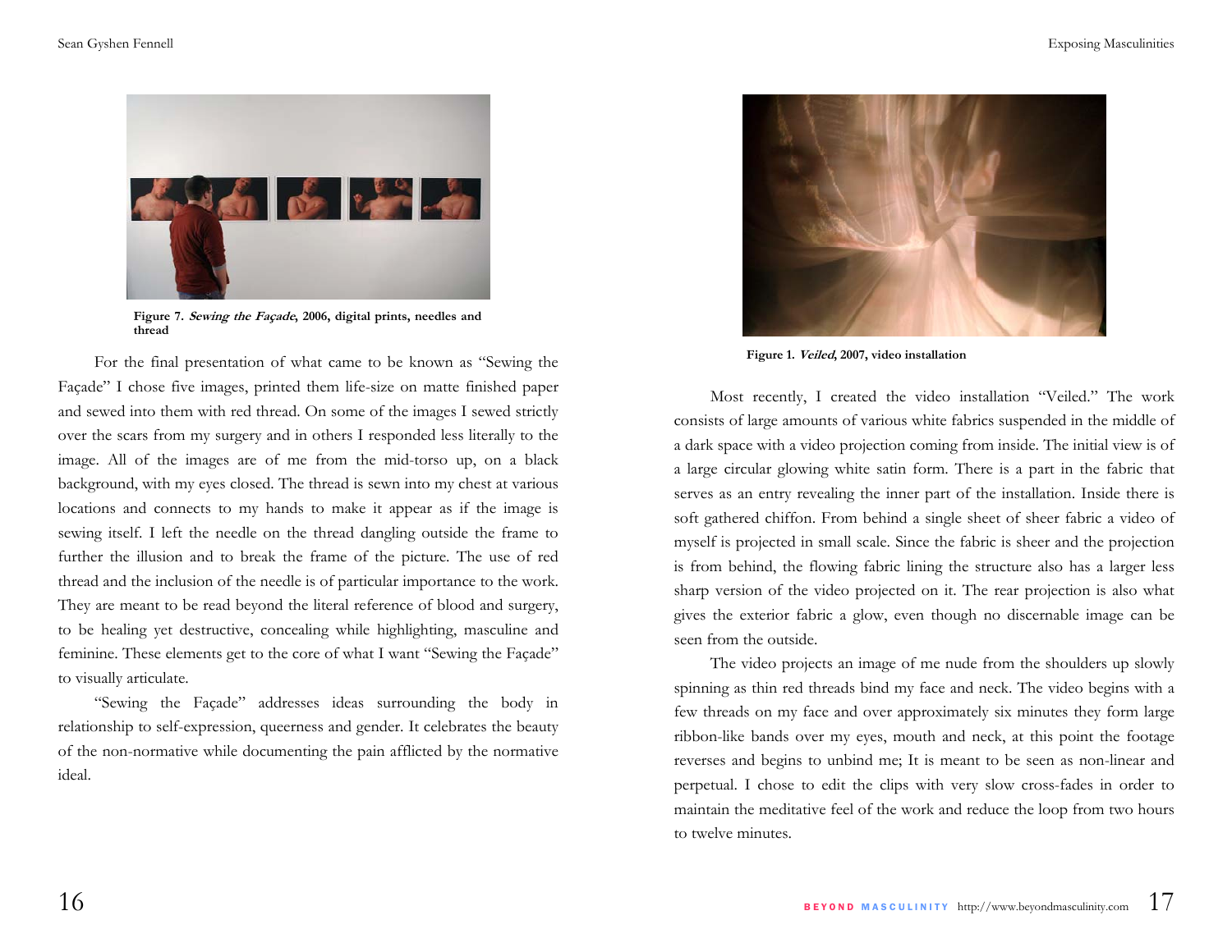Figure 7. ***Sewing the Façade***, 2006, digital prints, needles and thread

For the final presentation of what came to be known as "Sewing the Façade" I chose five images, printed them life-size on matte finished paper and sewed into them with red thread. On some of the images I sewed strictly over the scars from my surgery and in others I responded less literally to the image. All of the images are of me from the mid-torso up, on a black background, with my eyes closed. The thread is sewn into my chest at various locations and connects to my hands to make it appear as if the image is sewing itself. I left the needle on the thread dangling outside the frame to further the illusion and to break the frame of the picture. The use of red thread and the inclusion of the needle is of particular importance to the work. They are meant to be read beyond the literal reference of blood and surgery, to be healing yet destructive, concealing while highlighting, masculine and feminine. These elements get to the core of what I want "Sewing the Façade" to visually articulate.

"Sewing the Façade" addresses ideas surrounding the body in relationship to self-expression, queerness and gender. It celebrates the beauty of the non-normative while documenting the pain afflicted by the normative ideal.

Figure 1. ***Veiled***, 2007, video installation

Most recently, I created the video installation "Veiled." The work consists of large amounts of various white fabrics suspended in the middle of a dark space with a video projection coming from inside. The initial view is of a large circular glowing white satin form. There is a part in the fabric that serves as an entry revealing the inner part of the installation. Inside there is soft gathered chiffon. From behind a single sheet of sheer fabric a video of myself is projected in small scale. Since the fabric is sheer and the projection is from behind, the flowing fabric lining the structure also has a larger less sharp version of the video projected on it. The rear projection is also what gives the exterior fabric a glow, even though no discernable image can be seen from the outside.

The video projects an image of me nude from the shoulders up slowly spinning as thin red threads bind my face and neck. The video begins with a few threads on my face and over approximately six minutes they form large ribbon-like bands over my eyes, mouth and neck, at this point the footage reverses and begins to unbind me; It is meant to be seen as non-linear and perpetual. I chose to edit the clips with very slow cross-fades in order to maintain the meditative feel of the work and reduce the loop from two hours to twelve minutes.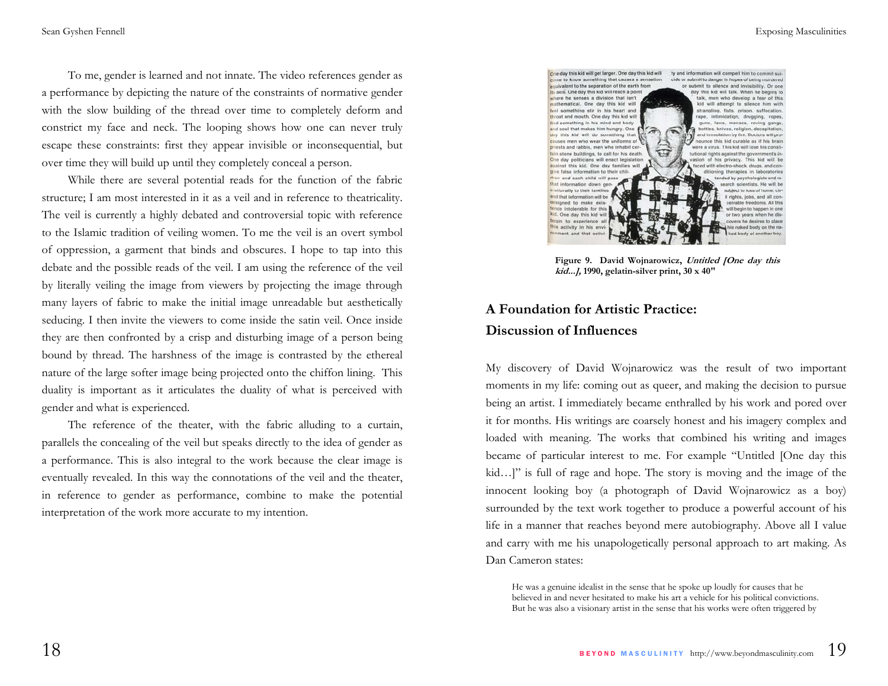To me, gender is learned and not innate. The video references gender as a performance by depicting the nature of the constraints of normative gender with the slow building of the thread over time to completely deform and constrict my face and neck. The looping shows how one can never truly escape these constraints: first they appear invisible or inconsequential, but over time they will build up until they completely conceal a person.

While there are several potential reads for the function of the fabric structure; I am most interested in it as a veil and in reference to theatricality. The veil is currently a highly debated and controversial topic with reference to the Islamic tradition of veiling women. To me the veil is an overt symbol of oppression, a garment that binds and obscures. I hope to tap into this debate and the possible reads of the veil. I am using the reference of the veil by literally veiling the image from viewers by projecting the image through many layers of fabric to make the initial image unreadable but aesthetically seducing. I then invite the viewers to come inside the satin veil. Once inside they are then confronted by a crisp and disturbing image of a person being bound by thread. The harshness of the image is contrasted by the ethereal nature of the large softer image being projected onto the chiffon lining. This duality is important as it articulates the duality of what is perceived with gender and what is experienced.

The reference of the theater, with the fabric alluding to a curtain, parallels the concealing of the veil but speaks directly to the idea of gender as a performance. This is also integral to the work because the clear image is eventually revealed. In this way the connotations of the veil and the theater, in reference to gender as performance, combine to make the potential interpretation of the work more accurate to my intention.

**Figure 9. David Wojnarowicz, *Untitled [One day this kid...]*, 1990, gelatin-silver print, 30 x 40"**

## A Foundation for Artistic Practice: Discussion of Influences

My discovery of David Wojnarowicz was the result of two important moments in my life: coming out as queer, and making the decision to pursue being an artist. I immediately became enthralled by his work and pored over it for months. His writings are coarsely honest and his imagery complex and loaded with meaning. The works that combined his writing and images became of particular interest to me. For example "Untitled [One day this kid…]" is full of rage and hope. The story is moving and the image of the innocent looking boy (a photograph of David Wojnarowicz as a boy) surrounded by the text work together to produce a powerful account of his life in a manner that reaches beyond mere autobiography. Above all I value and carry with me his unapologetically personal approach to art making. As Dan Cameron states:

> He was a genuine idealist in the sense that he spoke up loudly for causes that he believed in and never hesitated to make his art a vehicle for his political convictions. But he was also a visionary artist in the sense that his works were often triggered by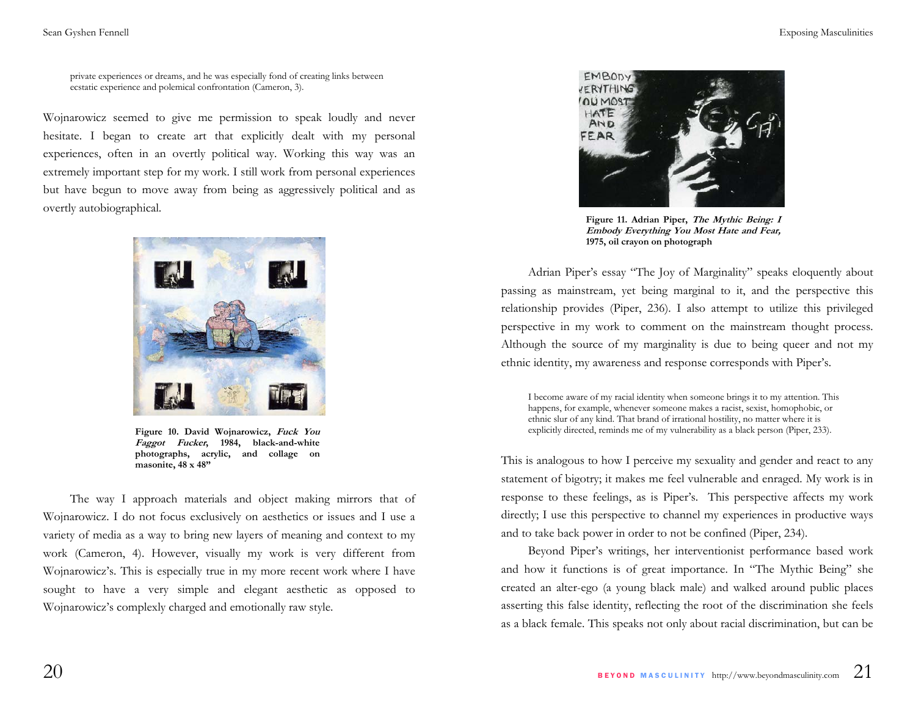> private experiences or dreams, and he was especially fond of creating links between ecstatic experience and polemical confrontation (Cameron, 3).

Wojnarowicz seemed to give me permission to speak loudly and never hesitate. I began to create art that explicitly dealt with my personal experiences, often in an overtly political way. Working this way was an extremely important step for my work. I still work from personal experiences but have begun to move away from being as aggressively political and as overtly autobiographical.

**Figure 10. David Wojnarowicz, *Fuck You Faggot Fucker*, 1984, black-and-white photographs, acrylic, and collage on masonite, 48 x 48"**

The way I approach materials and object making mirrors that of Wojnarowicz. I do not focus exclusively on aesthetics or issues and I use a variety of media as a way to bring new layers of meaning and context to my work (Cameron, 4). However, visually my work is very different from Wojnarowicz's. This is especially true in my more recent work where I have sought to have a very simple and elegant aesthetic as opposed to Wojnarowicz's complexly charged and emotionally raw style.

**Figure 11. Adrian Piper, *The Mythic Being: I Embody Everything You Most Hate and Fear,* 1975, oil crayon on photograph**

Adrian Piper's essay "The Joy of Marginality" speaks eloquently about passing as mainstream, yet being marginal to it, and the perspective this relationship provides (Piper, 236). I also attempt to utilize this privileged perspective in my work to comment on the mainstream thought process. Although the source of my marginality is due to being queer and not my ethnic identity, my awareness and response corresponds with Piper's.

> I become aware of my racial identity when someone brings it to my attention. This happens, for example, whenever someone makes a racist, sexist, homophobic, or ethnic slur of any kind. That brand of irrational hostility, no matter where it is explicitly directed, reminds me of my vulnerability as a black person (Piper, 233).

This is analogous to how I perceive my sexuality and gender and react to any statement of bigotry; it makes me feel vulnerable and enraged. My work is in response to these feelings, as is Piper's. This perspective affects my work directly; I use this perspective to channel my experiences in productive ways and to take back power in order to not be confined (Piper, 234).

Beyond Piper's writings, her interventionist performance based work and how it functions is of great importance. In "The Mythic Being" she created an alter-ego (a young black male) and walked around public places asserting this false identity, reflecting the root of the discrimination she feels as a black female. This speaks not only about racial discrimination, but can be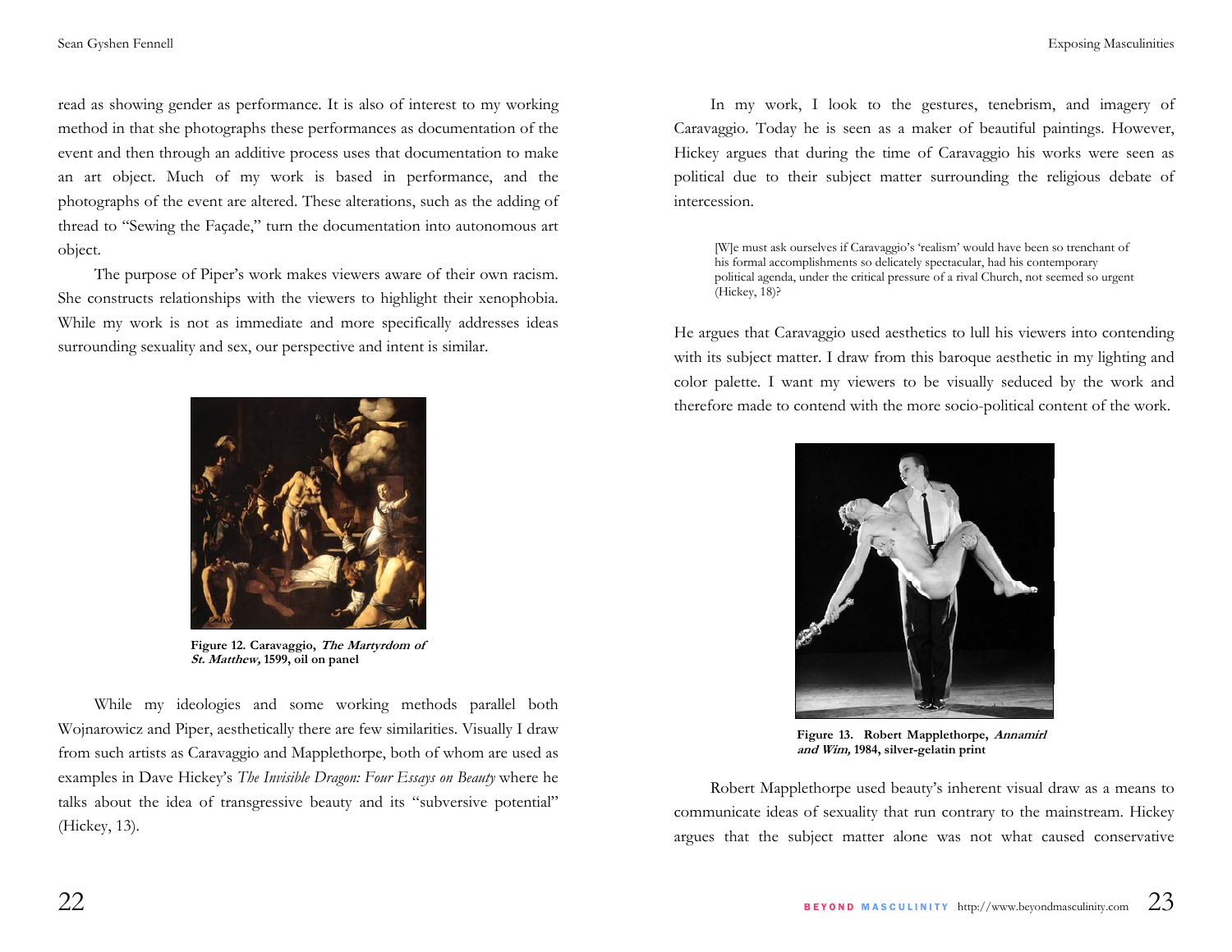read as showing gender as performance. It is also of interest to my working method in that she photographs these performances as documentation of the event and then through an additive process uses that documentation to make an art object. Much of my work is based in performance, and the photographs of the event are altered. These alterations, such as the adding of thread to "Sewing the Façade," turn the documentation into autonomous art object.

The purpose of Piper's work makes viewers aware of their own racism. She constructs relationships with the viewers to highlight their xenophobia. While my work is not as immediate and more specifically addresses ideas surrounding sexuality and sex, our perspective and intent is similar.

**Figure 12. Caravaggio, *The Martyrdom of St. Matthew,* 1599, oil on panel**

While my ideologies and some working methods parallel both Wojnarowicz and Piper, aesthetically there are few similarities. Visually I draw from such artists as Caravaggio and Mapplethorpe, both of whom are used as examples in Dave Hickey's *The Invisible Dragon: Four Essays on Beauty* where he talks about the idea of transgressive beauty and its "subversive potential" (Hickey, 13).

In my work, I look to the gestures, tenebrism, and imagery of Caravaggio. Today he is seen as a maker of beautiful paintings. However, Hickey argues that during the time of Caravaggio his works were seen as political due to their subject matter surrounding the religious debate of intercession.

> [W]e must ask ourselves if Caravaggio's 'realism' would have been so trenchant of his formal accomplishments so delicately spectacular, had his contemporary political agenda, under the critical pressure of a rival Church, not seemed so urgent (Hickey, 18)?

He argues that Caravaggio used aesthetics to lull his viewers into contending with its subject matter. I draw from this baroque aesthetic in my lighting and color palette. I want my viewers to be visually seduced by the work and therefore made to contend with the more socio-political content of the work.

**Figure 13. Robert Mapplethorpe, *Annamirl and Wim,* 1984, silver-gelatin print**

Robert Mapplethorpe used beauty's inherent visual draw as a means to communicate ideas of sexuality that run contrary to the mainstream. Hickey argues that the subject matter alone was not what caused conservative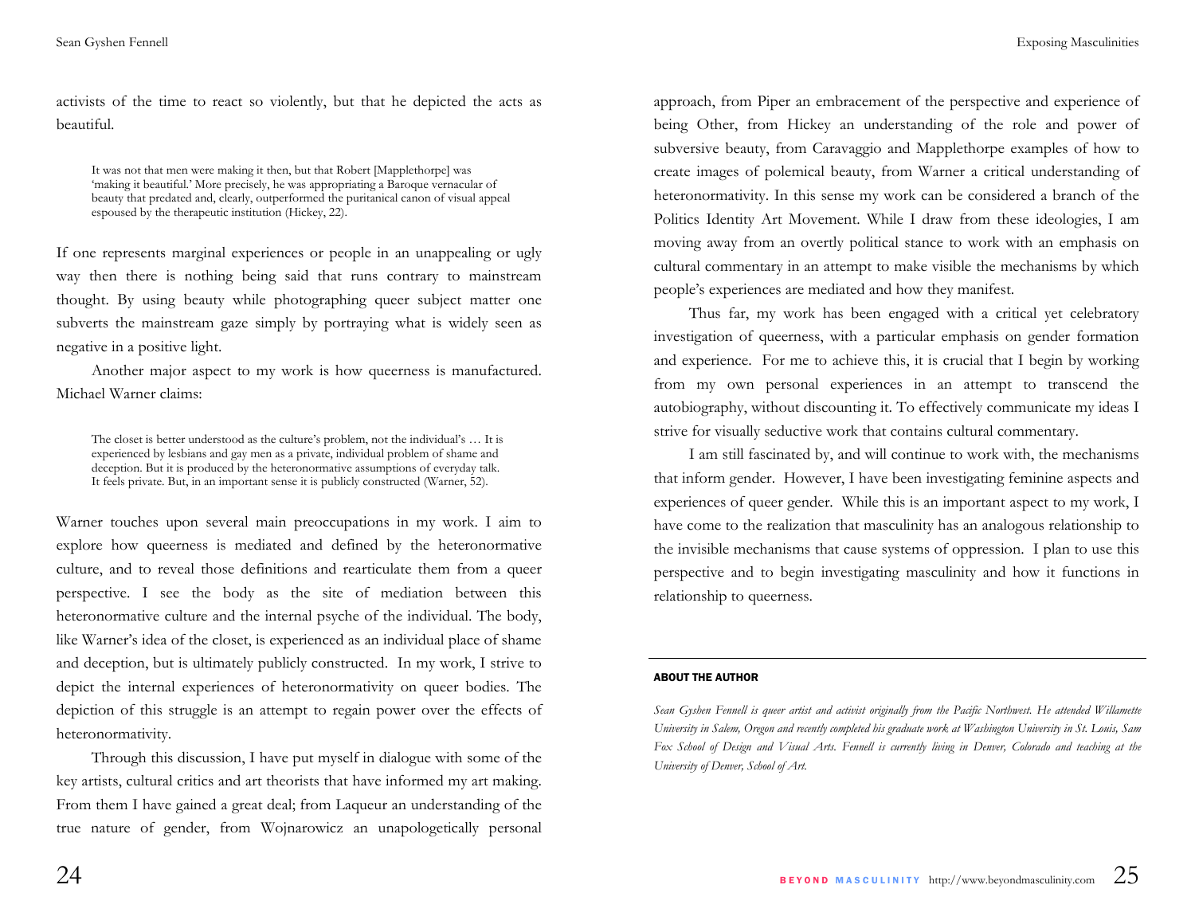activists of the time to react so violently, but that he depicted the acts as beautiful.

> It was not that men were making it then, but that Robert [Mapplethorpe] was 'making it beautiful.' More precisely, he was appropriating a Baroque vernacular of beauty that predated and, clearly, outperformed the puritanical canon of visual appeal espoused by the therapeutic institution (Hickey, 22).

If one represents marginal experiences or people in an unappealing or ugly way then there is nothing being said that runs contrary to mainstream thought. By using beauty while photographing queer subject matter one subverts the mainstream gaze simply by portraying what is widely seen as negative in a positive light.

Another major aspect to my work is how queerness is manufactured. Michael Warner claims:

> The closet is better understood as the culture's problem, not the individual's … It is experienced by lesbians and gay men as a private, individual problem of shame and deception. But it is produced by the heteronormative assumptions of everyday talk. It feels private. But, in an important sense it is publicly constructed (Warner, 52).

Warner touches upon several main preoccupations in my work. I aim to explore how queerness is mediated and defined by the heteronormative culture, and to reveal those definitions and rearticulate them from a queer perspective. I see the body as the site of mediation between this heteronormative culture and the internal psyche of the individual. The body, like Warner's idea of the closet, is experienced as an individual place of shame and deception, but is ultimately publicly constructed. In my work, I strive to depict the internal experiences of heteronormativity on queer bodies. The depiction of this struggle is an attempt to regain power over the effects of heteronormativity.

Through this discussion, I have put myself in dialogue with some of the key artists, cultural critics and art theorists that have informed my art making. From them I have gained a great deal; from Laqueur an understanding of the true nature of gender, from Wojnarowicz an unapologetically personal approach, from Piper an embracement of the perspective and experience of being Other, from Hickey an understanding of the role and power of subversive beauty, from Caravaggio and Mapplethorpe examples of how to create images of polemical beauty, from Warner a critical understanding of heteronormativity. In this sense my work can be considered a branch of the Politics Identity Art Movement. While I draw from these ideologies, I am moving away from an overtly political stance to work with an emphasis on cultural commentary in an attempt to make visible the mechanisms by which people's experiences are mediated and how they manifest.

Thus far, my work has been engaged with a critical yet celebratory investigation of queerness, with a particular emphasis on gender formation and experience. For me to achieve this, it is crucial that I begin by working from my own personal experiences in an attempt to transcend the autobiography, without discounting it. To effectively communicate my ideas I strive for visually seductive work that contains cultural commentary.

I am still fascinated by, and will continue to work with, the mechanisms that inform gender. However, I have been investigating feminine aspects and experiences of queer gender. While this is an important aspect to my work, I have come to the realization that masculinity has an analogous relationship to the invisible mechanisms that cause systems of oppression. I plan to use this perspective and to begin investigating masculinity and how it functions in relationship to queerness.

---

**ABOUT THE AUTHOR**

*Sean Gyshen Fennell is queer artist and activist originally from the Pacific Northwest. He attended Willamette University in Salem, Oregon and recently completed his graduate work at Washington University in St. Louis, Sam Fox School of Design and Visual Arts. Fennell is currently living in Denver, Colorado and teaching at the University of Denver, School of Art.*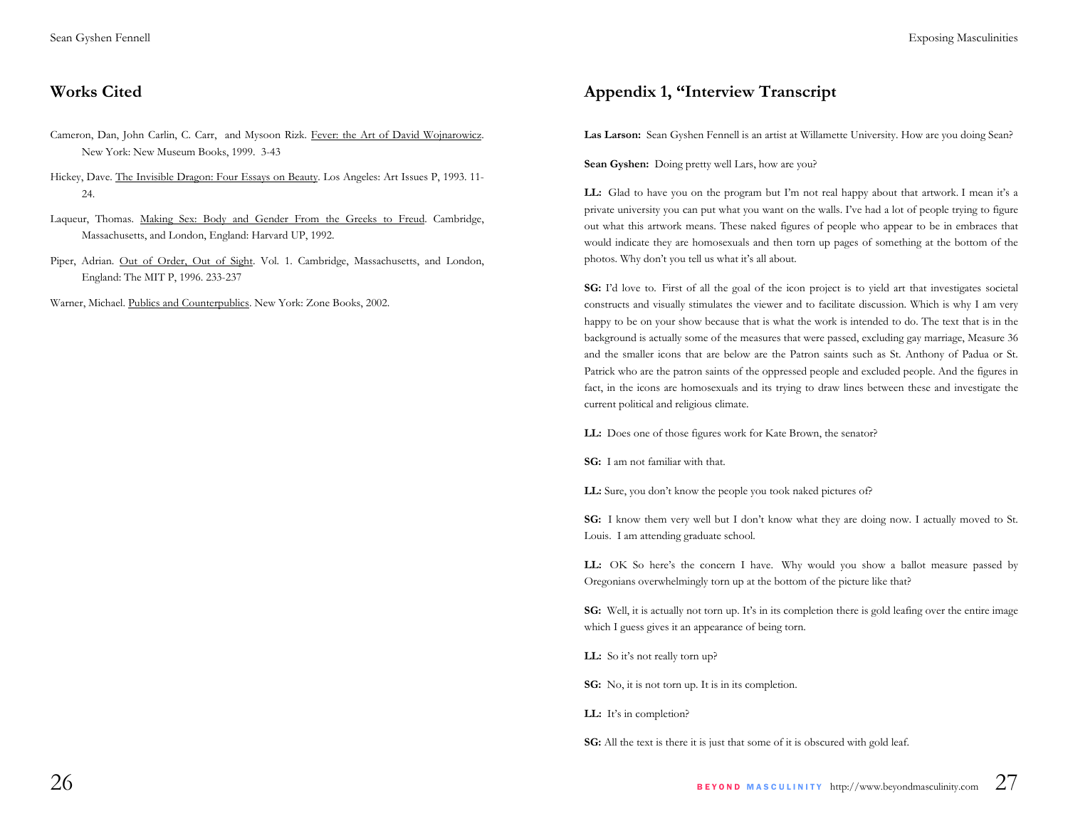## Works Cited

Cameron, Dan, John Carlin, C. Carr, and Mysoon Rizk. Fever: the Art of David Wojnarowicz. New York: New Museum Books, 1999. 3-43

Hickey, Dave. The Invisible Dragon: Four Essays on Beauty. Los Angeles: Art Issues P, 1993. 11-24.

Laqueur, Thomas. Making Sex: Body and Gender From the Greeks to Freud. Cambridge, Massachusetts, and London, England: Harvard UP, 1992.

Piper, Adrian. Out of Order, Out of Sight. Vol. 1. Cambridge, Massachusetts, and London, England: The MIT P, 1996. 233-237

Warner, Michael. Publics and Counterpublics. New York: Zone Books, 2002.

## Appendix 1, "Interview Transcript

**Las Larson:** Sean Gyshen Fennell is an artist at Willamette University. How are you doing Sean?

**Sean Gyshen:** Doing pretty well Lars, how are you?

**LL:** Glad to have you on the program but I'm not real happy about that artwork. I mean it's a private university you can put what you want on the walls. I've had a lot of people trying to figure out what this artwork means. These naked figures of people who appear to be in embraces that would indicate they are homosexuals and then torn up pages of something at the bottom of the photos. Why don't you tell us what it's all about.

**SG:** I'd love to. First of all the goal of the icon project is to yield art that investigates societal constructs and visually stimulates the viewer and to facilitate discussion. Which is why I am very happy to be on your show because that is what the work is intended to do. The text that is in the background is actually some of the measures that were passed, excluding gay marriage, Measure 36 and the smaller icons that are below are the Patron saints such as St. Anthony of Padua or St. Patrick who are the patron saints of the oppressed people and excluded people. And the figures in fact, in the icons are homosexuals and its trying to draw lines between these and investigate the current political and religious climate.

**LL:** Does one of those figures work for Kate Brown, the senator?

**SG:** I am not familiar with that.

**LL:** Sure, you don't know the people you took naked pictures of?

**SG:** I know them very well but I don't know what they are doing now. I actually moved to St. Louis. I am attending graduate school.

**LL:** OK So here's the concern I have. Why would you show a ballot measure passed by Oregonians overwhelmingly torn up at the bottom of the picture like that?

**SG:** Well, it is actually not torn up. It's in its completion there is gold leafing over the entire image which I guess gives it an appearance of being torn.

**LL:** So it's not really torn up?

**SG:** No, it is not torn up. It is in its completion.

**LL:** It's in completion?

**SG:** All the text is there it is just that some of it is obscured with gold leaf.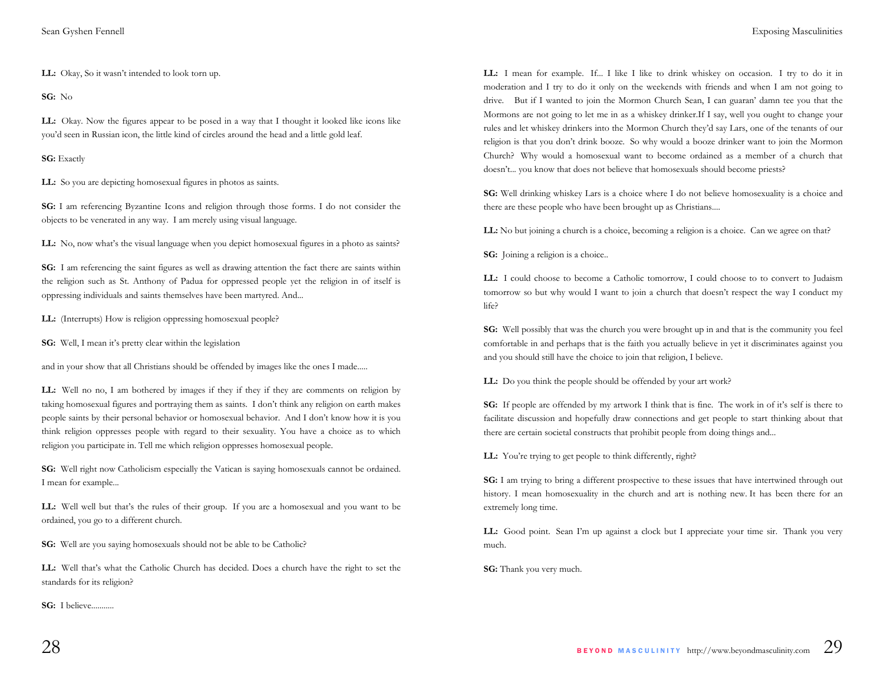**LL:** Okay, So it wasn't intended to look torn up.

**SG:** No

**LL:** Okay. Now the figures appear to be posed in a way that I thought it looked like icons like you'd seen in Russian icon, the little kind of circles around the head and a little gold leaf.

**SG:** Exactly

**LL:** So you are depicting homosexual figures in photos as saints.

**SG:** I am referencing Byzantine Icons and religion through those forms. I do not consider the objects to be venerated in any way. I am merely using visual language.

**LL:** No, now what's the visual language when you depict homosexual figures in a photo as saints?

**SG:** I am referencing the saint figures as well as drawing attention the fact there are saints within the religion such as St. Anthony of Padua for oppressed people yet the religion in of itself is oppressing individuals and saints themselves have been martyred. And...

**LL:** (Interrupts) How is religion oppressing homosexual people?

**SG:** Well, I mean it's pretty clear within the legislation

and in your show that all Christians should be offended by images like the ones I made.....

**LL:** Well no no, I am bothered by images if they if they if they are comments on religion by taking homosexual figures and portraying them as saints. I don't think any religion on earth makes people saints by their personal behavior or homosexual behavior. And I don't know how it is you think religion oppresses people with regard to their sexuality. You have a choice as to which religion you participate in. Tell me which religion oppresses homosexual people.

**SG:** Well right now Catholicism especially the Vatican is saying homosexuals cannot be ordained. I mean for example...

**LL:** Well well but that's the rules of their group. If you are a homosexual and you want to be ordained, you go to a different church.

**SG:** Well are you saying homosexuals should not be able to be Catholic?

**LL:** Well that's what the Catholic Church has decided. Does a church have the right to set the standards for its religion?

**SG:** I believe...........

**LL:** I mean for example. If... I like I like to drink whiskey on occasion. I try to do it in moderation and I try to do it only on the weekends with friends and when I am not going to drive. But if I wanted to join the Mormon Church Sean, I can guaran' damn tee you that the Mormons are not going to let me in as a whiskey drinker.If I say, well you ought to change your rules and let whiskey drinkers into the Mormon Church they'd say Lars, one of the tenants of our religion is that you don't drink booze. So why would a booze drinker want to join the Mormon Church? Why would a homosexual want to become ordained as a member of a church that doesn't... you know that does not believe that homosexuals should become priests?

**SG:** Well drinking whiskey Lars is a choice where I do not believe homosexuality is a choice and there are these people who have been brought up as Christians....

**LL:** No but joining a church is a choice, becoming a religion is a choice. Can we agree on that?

**SG:** Joining a religion is a choice..

**LL:** I could choose to become a Catholic tomorrow, I could choose to to convert to Judaism tomorrow so but why would I want to join a church that doesn't respect the way I conduct my life?

**SG:** Well possibly that was the church you were brought up in and that is the community you feel comfortable in and perhaps that is the faith you actually believe in yet it discriminates against you and you should still have the choice to join that religion, I believe.

**LL:** Do you think the people should be offended by your art work?

**SG:** If people are offended by my artwork I think that is fine. The work in of it's self is there to facilitate discussion and hopefully draw connections and get people to start thinking about that there are certain societal constructs that prohibit people from doing things and...

**LL:** You're trying to get people to think differently, right?

**SG:** I am trying to bring a different prospective to these issues that have intertwined through out history. I mean homosexuality in the church and art is nothing new. It has been there for an extremely long time.

**LL:** Good point. Sean I'm up against a clock but I appreciate your time sir. Thank you very much.

**SG:** Thank you very much.